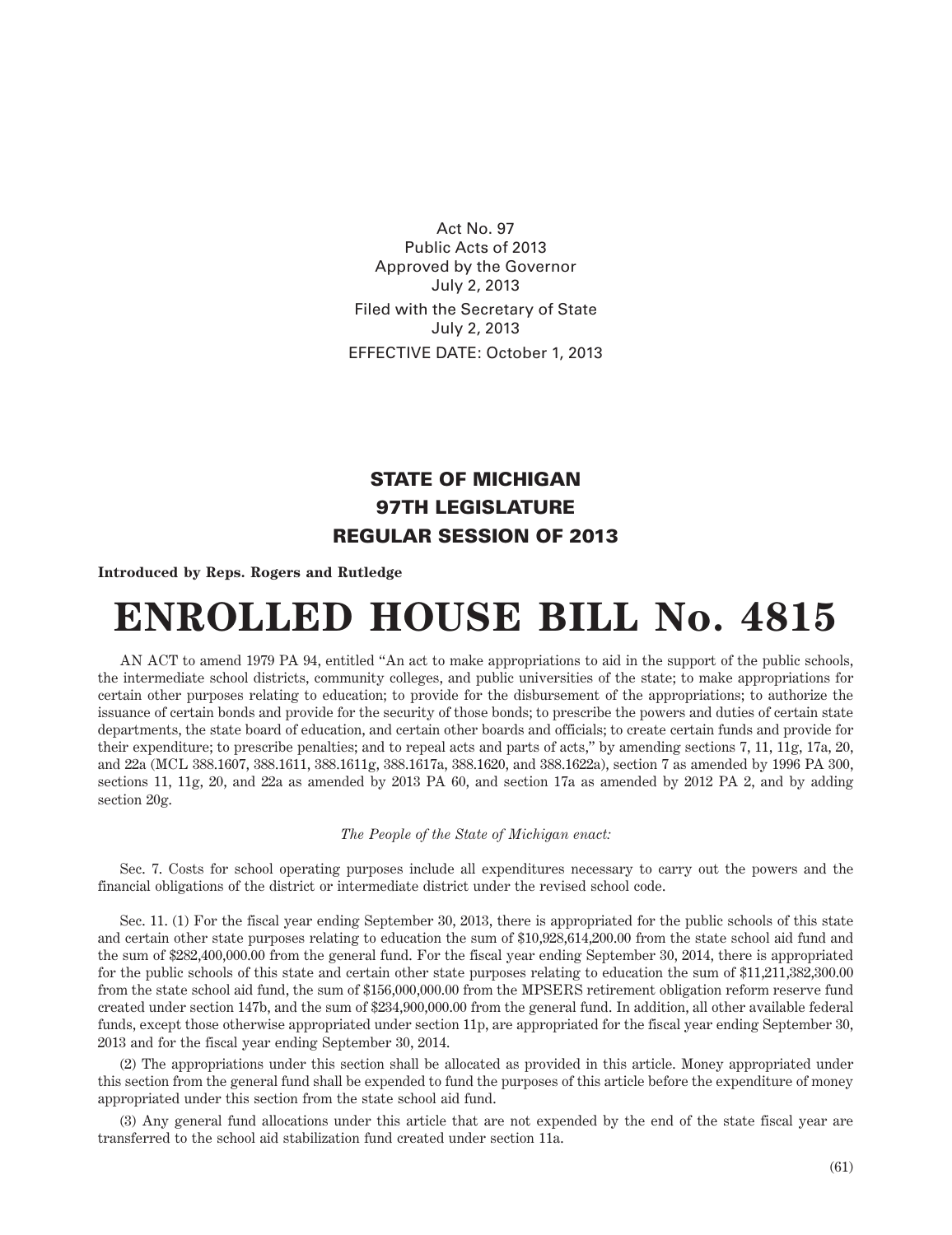Act No. 97
Public Acts of 2013
Approved by the Governor
July 2, 2013

Filed with the Secretary of State
July 2, 2013

EFFECTIVE DATE: October 1, 2013

## STATE OF MICHIGAN
## 97TH LEGISLATURE
## REGULAR SESSION OF 2013

**Introduced by Reps. Rogers and Rutledge**

# ENROLLED HOUSE BILL No. 4815

AN ACT to amend 1979 PA 94, entitled "An act to make appropriations to aid in the support of the public schools, the intermediate school districts, community colleges, and public universities of the state; to make appropriations for certain other purposes relating to education; to provide for the disbursement of the appropriations; to authorize the issuance of certain bonds and provide for the security of those bonds; to prescribe the powers and duties of certain state departments, the state board of education, and certain other boards and officials; to create certain funds and provide for their expenditure; to prescribe penalties; and to repeal acts and parts of acts," by amending sections 7, 11, 11g, 17a, 20, and 22a (MCL 388.1607, 388.1611, 388.1611g, 388.1617a, 388.1620, and 388.1622a), section 7 as amended by 1996 PA 300, sections 11, 11g, 20, and 22a as amended by 2013 PA 60, and section 17a as amended by 2012 PA 2, and by adding section 20g.

*The People of the State of Michigan enact:*

Sec. 7. Costs for school operating purposes include all expenditures necessary to carry out the powers and the financial obligations of the district or intermediate district under the revised school code.

Sec. 11. (1) For the fiscal year ending September 30, 2013, there is appropriated for the public schools of this state and certain other state purposes relating to education the sum of $10,928,614,200.00 from the state school aid fund and the sum of $282,400,000.00 from the general fund. For the fiscal year ending September 30, 2014, there is appropriated for the public schools of this state and certain other state purposes relating to education the sum of $11,211,382,300.00 from the state school aid fund, the sum of $156,000,000.00 from the MPSERS retirement obligation reform reserve fund created under section 147b, and the sum of $234,900,000.00 from the general fund. In addition, all other available federal funds, except those otherwise appropriated under section 11p, are appropriated for the fiscal year ending September 30, 2013 and for the fiscal year ending September 30, 2014.

(2) The appropriations under this section shall be allocated as provided in this article. Money appropriated under this section from the general fund shall be expended to fund the purposes of this article before the expenditure of money appropriated under this section from the state school aid fund.

(3) Any general fund allocations under this article that are not expended by the end of the state fiscal year are transferred to the school aid stabilization fund created under section 11a.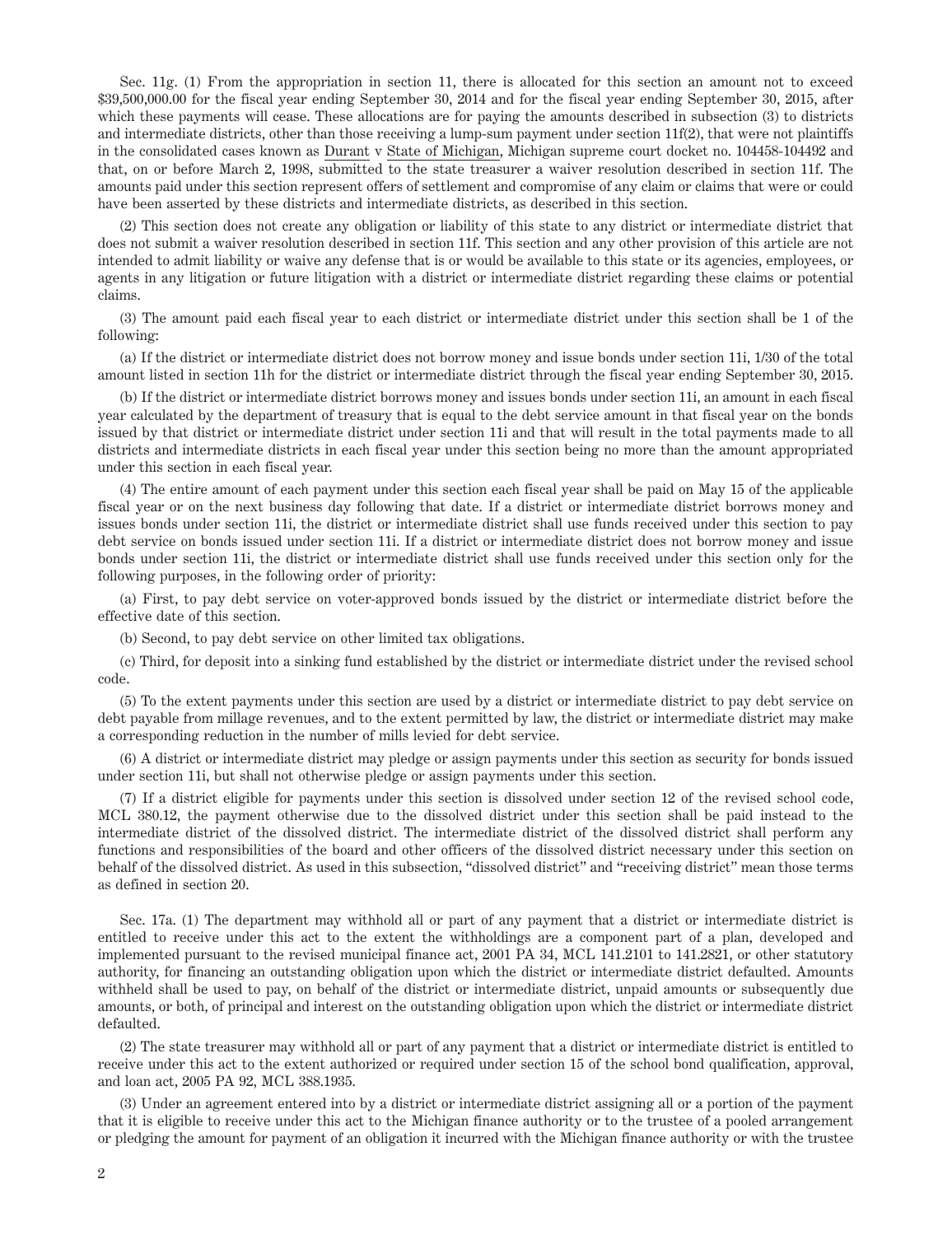Sec. 11g. (1) From the appropriation in section 11, there is allocated for this section an amount not to exceed $39,500,000.00 for the fiscal year ending September 30, 2014 and for the fiscal year ending September 30, 2015, after which these payments will cease. These allocations are for paying the amounts described in subsection (3) to districts and intermediate districts, other than those receiving a lump-sum payment under section 11f(2), that were not plaintiffs in the consolidated cases known as Durant v State of Michigan, Michigan supreme court docket no. 104458-104492 and that, on or before March 2, 1998, submitted to the state treasurer a waiver resolution described in section 11f. The amounts paid under this section represent offers of settlement and compromise of any claim or claims that were or could have been asserted by these districts and intermediate districts, as described in this section.

(2) This section does not create any obligation or liability of this state to any district or intermediate district that does not submit a waiver resolution described in section 11f. This section and any other provision of this article are not intended to admit liability or waive any defense that is or would be available to this state or its agencies, employees, or agents in any litigation or future litigation with a district or intermediate district regarding these claims or potential claims.

(3) The amount paid each fiscal year to each district or intermediate district under this section shall be 1 of the following:

(a) If the district or intermediate district does not borrow money and issue bonds under section 11i, 1/30 of the total amount listed in section 11h for the district or intermediate district through the fiscal year ending September 30, 2015.

(b) If the district or intermediate district borrows money and issues bonds under section 11i, an amount in each fiscal year calculated by the department of treasury that is equal to the debt service amount in that fiscal year on the bonds issued by that district or intermediate district under section 11i and that will result in the total payments made to all districts and intermediate districts in each fiscal year under this section being no more than the amount appropriated under this section in each fiscal year.

(4) The entire amount of each payment under this section each fiscal year shall be paid on May 15 of the applicable fiscal year or on the next business day following that date. If a district or intermediate district borrows money and issues bonds under section 11i, the district or intermediate district shall use funds received under this section to pay debt service on bonds issued under section 11i. If a district or intermediate district does not borrow money and issue bonds under section 11i, the district or intermediate district shall use funds received under this section only for the following purposes, in the following order of priority:

(a) First, to pay debt service on voter-approved bonds issued by the district or intermediate district before the effective date of this section.

(b) Second, to pay debt service on other limited tax obligations.

(c) Third, for deposit into a sinking fund established by the district or intermediate district under the revised school code.

(5) To the extent payments under this section are used by a district or intermediate district to pay debt service on debt payable from millage revenues, and to the extent permitted by law, the district or intermediate district may make a corresponding reduction in the number of mills levied for debt service.

(6) A district or intermediate district may pledge or assign payments under this section as security for bonds issued under section 11i, but shall not otherwise pledge or assign payments under this section.

(7) If a district eligible for payments under this section is dissolved under section 12 of the revised school code, MCL 380.12, the payment otherwise due to the dissolved district under this section shall be paid instead to the intermediate district of the dissolved district. The intermediate district of the dissolved district shall perform any functions and responsibilities of the board and other officers of the dissolved district necessary under this section on behalf of the dissolved district. As used in this subsection, "dissolved district" and "receiving district" mean those terms as defined in section 20.

Sec. 17a. (1) The department may withhold all or part of any payment that a district or intermediate district is entitled to receive under this act to the extent the withholdings are a component part of a plan, developed and implemented pursuant to the revised municipal finance act, 2001 PA 34, MCL 141.2101 to 141.2821, or other statutory authority, for financing an outstanding obligation upon which the district or intermediate district defaulted. Amounts withheld shall be used to pay, on behalf of the district or intermediate district, unpaid amounts or subsequently due amounts, or both, of principal and interest on the outstanding obligation upon which the district or intermediate district defaulted.

(2) The state treasurer may withhold all or part of any payment that a district or intermediate district is entitled to receive under this act to the extent authorized or required under section 15 of the school bond qualification, approval, and loan act, 2005 PA 92, MCL 388.1935.

(3) Under an agreement entered into by a district or intermediate district assigning all or a portion of the payment that it is eligible to receive under this act to the Michigan finance authority or to the trustee of a pooled arrangement or pledging the amount for payment of an obligation it incurred with the Michigan finance authority or with the trustee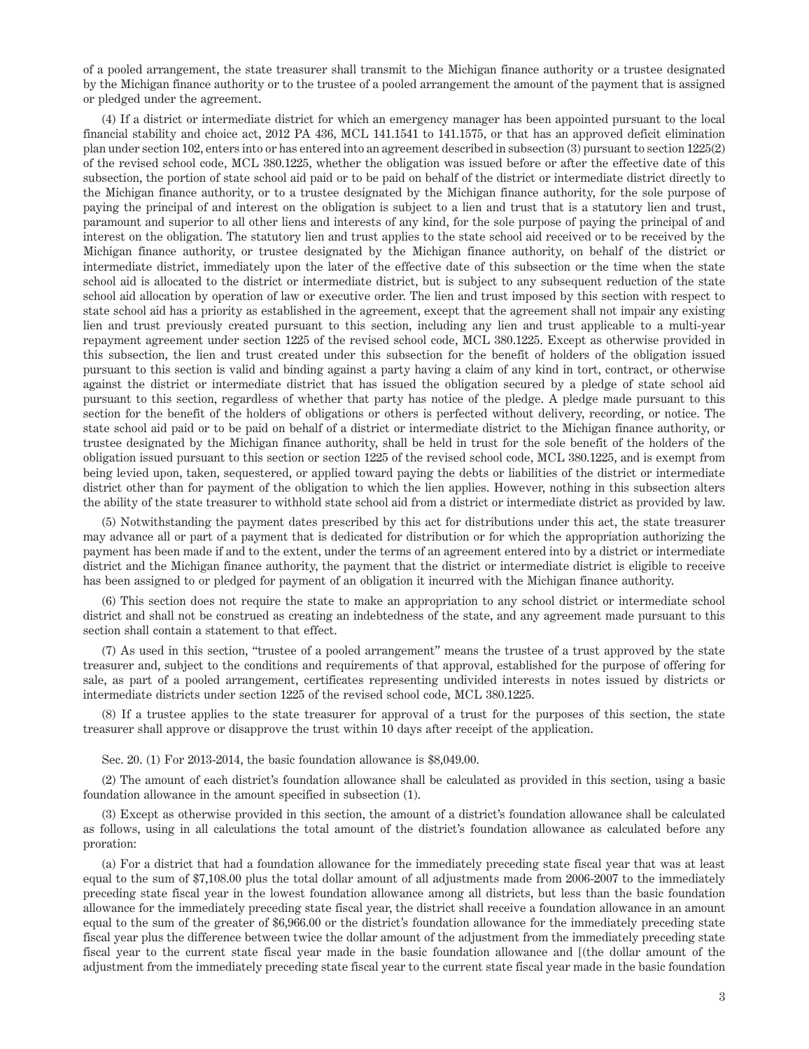of a pooled arrangement, the state treasurer shall transmit to the Michigan finance authority or a trustee designated by the Michigan finance authority or to the trustee of a pooled arrangement the amount of the payment that is assigned or pledged under the agreement.

(4) If a district or intermediate district for which an emergency manager has been appointed pursuant to the local financial stability and choice act, 2012 PA 436, MCL 141.1541 to 141.1575, or that has an approved deficit elimination plan under section 102, enters into or has entered into an agreement described in subsection (3) pursuant to section 1225(2) of the revised school code, MCL 380.1225, whether the obligation was issued before or after the effective date of this subsection, the portion of state school aid paid or to be paid on behalf of the district or intermediate district directly to the Michigan finance authority, or to a trustee designated by the Michigan finance authority, for the sole purpose of paying the principal of and interest on the obligation is subject to a lien and trust that is a statutory lien and trust, paramount and superior to all other liens and interests of any kind, for the sole purpose of paying the principal of and interest on the obligation. The statutory lien and trust applies to the state school aid received or to be received by the Michigan finance authority, or trustee designated by the Michigan finance authority, on behalf of the district or intermediate district, immediately upon the later of the effective date of this subsection or the time when the state school aid is allocated to the district or intermediate district, but is subject to any subsequent reduction of the state school aid allocation by operation of law or executive order. The lien and trust imposed by this section with respect to state school aid has a priority as established in the agreement, except that the agreement shall not impair any existing lien and trust previously created pursuant to this section, including any lien and trust applicable to a multi-year repayment agreement under section 1225 of the revised school code, MCL 380.1225. Except as otherwise provided in this subsection, the lien and trust created under this subsection for the benefit of holders of the obligation issued pursuant to this section is valid and binding against a party having a claim of any kind in tort, contract, or otherwise against the district or intermediate district that has issued the obligation secured by a pledge of state school aid pursuant to this section, regardless of whether that party has notice of the pledge. A pledge made pursuant to this section for the benefit of the holders of obligations or others is perfected without delivery, recording, or notice. The state school aid paid or to be paid on behalf of a district or intermediate district to the Michigan finance authority, or trustee designated by the Michigan finance authority, shall be held in trust for the sole benefit of the holders of the obligation issued pursuant to this section or section 1225 of the revised school code, MCL 380.1225, and is exempt from being levied upon, taken, sequestered, or applied toward paying the debts or liabilities of the district or intermediate district other than for payment of the obligation to which the lien applies. However, nothing in this subsection alters the ability of the state treasurer to withhold state school aid from a district or intermediate district as provided by law.

(5) Notwithstanding the payment dates prescribed by this act for distributions under this act, the state treasurer may advance all or part of a payment that is dedicated for distribution or for which the appropriation authorizing the payment has been made if and to the extent, under the terms of an agreement entered into by a district or intermediate district and the Michigan finance authority, the payment that the district or intermediate district is eligible to receive has been assigned to or pledged for payment of an obligation it incurred with the Michigan finance authority.

(6) This section does not require the state to make an appropriation to any school district or intermediate school district and shall not be construed as creating an indebtedness of the state, and any agreement made pursuant to this section shall contain a statement to that effect.

(7) As used in this section, "trustee of a pooled arrangement" means the trustee of a trust approved by the state treasurer and, subject to the conditions and requirements of that approval, established for the purpose of offering for sale, as part of a pooled arrangement, certificates representing undivided interests in notes issued by districts or intermediate districts under section 1225 of the revised school code, MCL 380.1225.

(8) If a trustee applies to the state treasurer for approval of a trust for the purposes of this section, the state treasurer shall approve or disapprove the trust within 10 days after receipt of the application.

Sec. 20. (1) For 2013-2014, the basic foundation allowance is $8,049.00.

(2) The amount of each district's foundation allowance shall be calculated as provided in this section, using a basic foundation allowance in the amount specified in subsection (1).

(3) Except as otherwise provided in this section, the amount of a district's foundation allowance shall be calculated as follows, using in all calculations the total amount of the district's foundation allowance as calculated before any proration:

(a) For a district that had a foundation allowance for the immediately preceding state fiscal year that was at least equal to the sum of $7,108.00 plus the total dollar amount of all adjustments made from 2006-2007 to the immediately preceding state fiscal year in the lowest foundation allowance among all districts, but less than the basic foundation allowance for the immediately preceding state fiscal year, the district shall receive a foundation allowance in an amount equal to the sum of the greater of $6,966.00 or the district's foundation allowance for the immediately preceding state fiscal year plus the difference between twice the dollar amount of the adjustment from the immediately preceding state fiscal year to the current state fiscal year made in the basic foundation allowance and [(the dollar amount of the adjustment from the immediately preceding state fiscal year to the current state fiscal year made in the basic foundation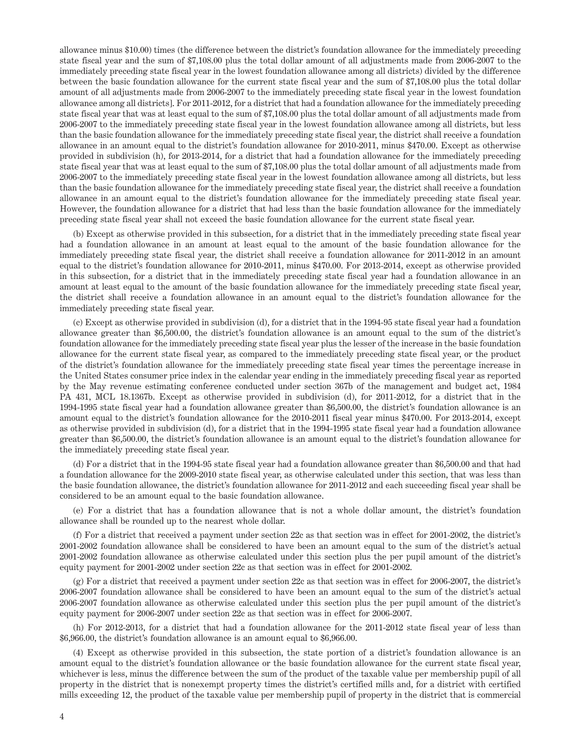allowance minus $10.00) times (the difference between the district's foundation allowance for the immediately preceding state fiscal year and the sum of $7,108.00 plus the total dollar amount of all adjustments made from 2006-2007 to the immediately preceding state fiscal year in the lowest foundation allowance among all districts) divided by the difference between the basic foundation allowance for the current state fiscal year and the sum of $7,108.00 plus the total dollar amount of all adjustments made from 2006-2007 to the immediately preceding state fiscal year in the lowest foundation allowance among all districts]. For 2011-2012, for a district that had a foundation allowance for the immediately preceding state fiscal year that was at least equal to the sum of $7,108.00 plus the total dollar amount of all adjustments made from 2006-2007 to the immediately preceding state fiscal year in the lowest foundation allowance among all districts, but less than the basic foundation allowance for the immediately preceding state fiscal year, the district shall receive a foundation allowance in an amount equal to the district's foundation allowance for 2010-2011, minus $470.00. Except as otherwise provided in subdivision (h), for 2013-2014, for a district that had a foundation allowance for the immediately preceding state fiscal year that was at least equal to the sum of $7,108.00 plus the total dollar amount of all adjustments made from 2006-2007 to the immediately preceding state fiscal year in the lowest foundation allowance among all districts, but less than the basic foundation allowance for the immediately preceding state fiscal year, the district shall receive a foundation allowance in an amount equal to the district's foundation allowance for the immediately preceding state fiscal year. However, the foundation allowance for a district that had less than the basic foundation allowance for the immediately preceding state fiscal year shall not exceed the basic foundation allowance for the current state fiscal year.

(b) Except as otherwise provided in this subsection, for a district that in the immediately preceding state fiscal year had a foundation allowance in an amount at least equal to the amount of the basic foundation allowance for the immediately preceding state fiscal year, the district shall receive a foundation allowance for 2011-2012 in an amount equal to the district's foundation allowance for 2010-2011, minus $470.00. For 2013-2014, except as otherwise provided in this subsection, for a district that in the immediately preceding state fiscal year had a foundation allowance in an amount at least equal to the amount of the basic foundation allowance for the immediately preceding state fiscal year, the district shall receive a foundation allowance in an amount equal to the district's foundation allowance for the immediately preceding state fiscal year.

(c) Except as otherwise provided in subdivision (d), for a district that in the 1994-95 state fiscal year had a foundation allowance greater than $6,500.00, the district's foundation allowance is an amount equal to the sum of the district's foundation allowance for the immediately preceding state fiscal year plus the lesser of the increase in the basic foundation allowance for the current state fiscal year, as compared to the immediately preceding state fiscal year, or the product of the district's foundation allowance for the immediately preceding state fiscal year times the percentage increase in the United States consumer price index in the calendar year ending in the immediately preceding fiscal year as reported by the May revenue estimating conference conducted under section 367b of the management and budget act, 1984 PA 431, MCL 18.1367b. Except as otherwise provided in subdivision (d), for 2011-2012, for a district that in the 1994-1995 state fiscal year had a foundation allowance greater than $6,500.00, the district's foundation allowance is an amount equal to the district's foundation allowance for the 2010-2011 fiscal year minus $470.00. For 2013-2014, except as otherwise provided in subdivision (d), for a district that in the 1994-1995 state fiscal year had a foundation allowance greater than $6,500.00, the district's foundation allowance is an amount equal to the district's foundation allowance for the immediately preceding state fiscal year.

(d) For a district that in the 1994-95 state fiscal year had a foundation allowance greater than $6,500.00 and that had a foundation allowance for the 2009-2010 state fiscal year, as otherwise calculated under this section, that was less than the basic foundation allowance, the district's foundation allowance for 2011-2012 and each succeeding fiscal year shall be considered to be an amount equal to the basic foundation allowance.

(e) For a district that has a foundation allowance that is not a whole dollar amount, the district's foundation allowance shall be rounded up to the nearest whole dollar.

(f) For a district that received a payment under section 22c as that section was in effect for 2001-2002, the district's 2001-2002 foundation allowance shall be considered to have been an amount equal to the sum of the district's actual 2001-2002 foundation allowance as otherwise calculated under this section plus the per pupil amount of the district's equity payment for 2001-2002 under section 22c as that section was in effect for 2001-2002.

(g) For a district that received a payment under section 22c as that section was in effect for 2006-2007, the district's 2006-2007 foundation allowance shall be considered to have been an amount equal to the sum of the district's actual 2006-2007 foundation allowance as otherwise calculated under this section plus the per pupil amount of the district's equity payment for 2006-2007 under section 22c as that section was in effect for 2006-2007.

(h) For 2012-2013, for a district that had a foundation allowance for the 2011-2012 state fiscal year of less than $6,966.00, the district's foundation allowance is an amount equal to $6,966.00.

(4) Except as otherwise provided in this subsection, the state portion of a district's foundation allowance is an amount equal to the district's foundation allowance or the basic foundation allowance for the current state fiscal year, whichever is less, minus the difference between the sum of the product of the taxable value per membership pupil of all property in the district that is nonexempt property times the district's certified mills and, for a district with certified mills exceeding 12, the product of the taxable value per membership pupil of property in the district that is commercial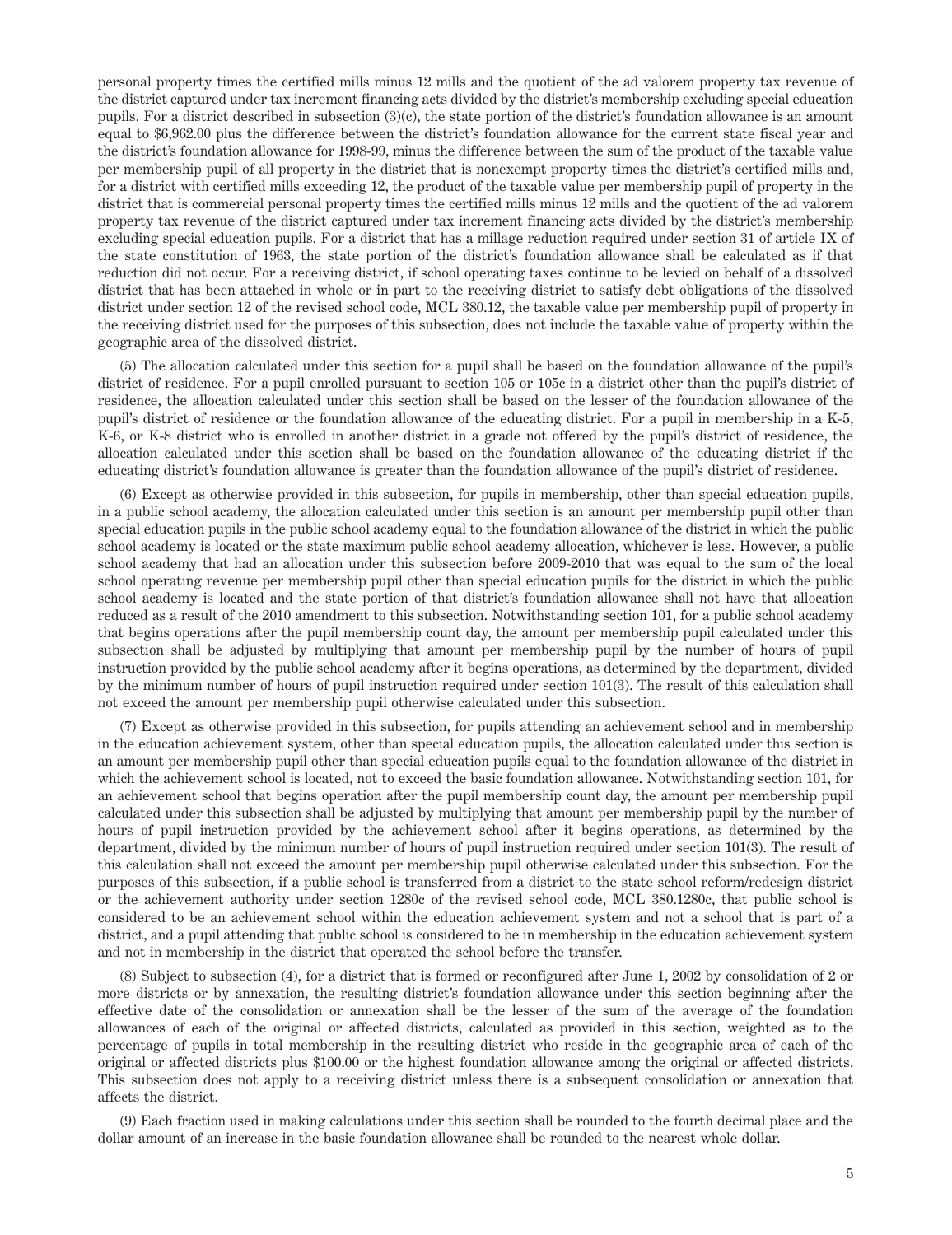personal property times the certified mills minus 12 mills and the quotient of the ad valorem property tax revenue of the district captured under tax increment financing acts divided by the district's membership excluding special education pupils. For a district described in subsection (3)(c), the state portion of the district's foundation allowance is an amount equal to $6,962.00 plus the difference between the district's foundation allowance for the current state fiscal year and the district's foundation allowance for 1998-99, minus the difference between the sum of the product of the taxable value per membership pupil of all property in the district that is nonexempt property times the district's certified mills and, for a district with certified mills exceeding 12, the product of the taxable value per membership pupil of property in the district that is commercial personal property times the certified mills minus 12 mills and the quotient of the ad valorem property tax revenue of the district captured under tax increment financing acts divided by the district's membership excluding special education pupils. For a district that has a millage reduction required under section 31 of article IX of the state constitution of 1963, the state portion of the district's foundation allowance shall be calculated as if that reduction did not occur. For a receiving district, if school operating taxes continue to be levied on behalf of a dissolved district that has been attached in whole or in part to the receiving district to satisfy debt obligations of the dissolved district under section 12 of the revised school code, MCL 380.12, the taxable value per membership pupil of property in the receiving district used for the purposes of this subsection, does not include the taxable value of property within the geographic area of the dissolved district.

(5) The allocation calculated under this section for a pupil shall be based on the foundation allowance of the pupil's district of residence. For a pupil enrolled pursuant to section 105 or 105c in a district other than the pupil's district of residence, the allocation calculated under this section shall be based on the lesser of the foundation allowance of the pupil's district of residence or the foundation allowance of the educating district. For a pupil in membership in a K-5, K-6, or K-8 district who is enrolled in another district in a grade not offered by the pupil's district of residence, the allocation calculated under this section shall be based on the foundation allowance of the educating district if the educating district's foundation allowance is greater than the foundation allowance of the pupil's district of residence.

(6) Except as otherwise provided in this subsection, for pupils in membership, other than special education pupils, in a public school academy, the allocation calculated under this section is an amount per membership pupil other than special education pupils in the public school academy equal to the foundation allowance of the district in which the public school academy is located or the state maximum public school academy allocation, whichever is less. However, a public school academy that had an allocation under this subsection before 2009-2010 that was equal to the sum of the local school operating revenue per membership pupil other than special education pupils for the district in which the public school academy is located and the state portion of that district's foundation allowance shall not have that allocation reduced as a result of the 2010 amendment to this subsection. Notwithstanding section 101, for a public school academy that begins operations after the pupil membership count day, the amount per membership pupil calculated under this subsection shall be adjusted by multiplying that amount per membership pupil by the number of hours of pupil instruction provided by the public school academy after it begins operations, as determined by the department, divided by the minimum number of hours of pupil instruction required under section 101(3). The result of this calculation shall not exceed the amount per membership pupil otherwise calculated under this subsection.

(7) Except as otherwise provided in this subsection, for pupils attending an achievement school and in membership in the education achievement system, other than special education pupils, the allocation calculated under this section is an amount per membership pupil other than special education pupils equal to the foundation allowance of the district in which the achievement school is located, not to exceed the basic foundation allowance. Notwithstanding section 101, for an achievement school that begins operation after the pupil membership count day, the amount per membership pupil calculated under this subsection shall be adjusted by multiplying that amount per membership pupil by the number of hours of pupil instruction provided by the achievement school after it begins operations, as determined by the department, divided by the minimum number of hours of pupil instruction required under section 101(3). The result of this calculation shall not exceed the amount per membership pupil otherwise calculated under this subsection. For the purposes of this subsection, if a public school is transferred from a district to the state school reform/redesign district or the achievement authority under section 1280c of the revised school code, MCL 380.1280c, that public school is considered to be an achievement school within the education achievement system and not a school that is part of a district, and a pupil attending that public school is considered to be in membership in the education achievement system and not in membership in the district that operated the school before the transfer.

(8) Subject to subsection (4), for a district that is formed or reconfigured after June 1, 2002 by consolidation of 2 or more districts or by annexation, the resulting district's foundation allowance under this section beginning after the effective date of the consolidation or annexation shall be the lesser of the sum of the average of the foundation allowances of each of the original or affected districts, calculated as provided in this section, weighted as to the percentage of pupils in total membership in the resulting district who reside in the geographic area of each of the original or affected districts plus $100.00 or the highest foundation allowance among the original or affected districts. This subsection does not apply to a receiving district unless there is a subsequent consolidation or annexation that affects the district.

(9) Each fraction used in making calculations under this section shall be rounded to the fourth decimal place and the dollar amount of an increase in the basic foundation allowance shall be rounded to the nearest whole dollar.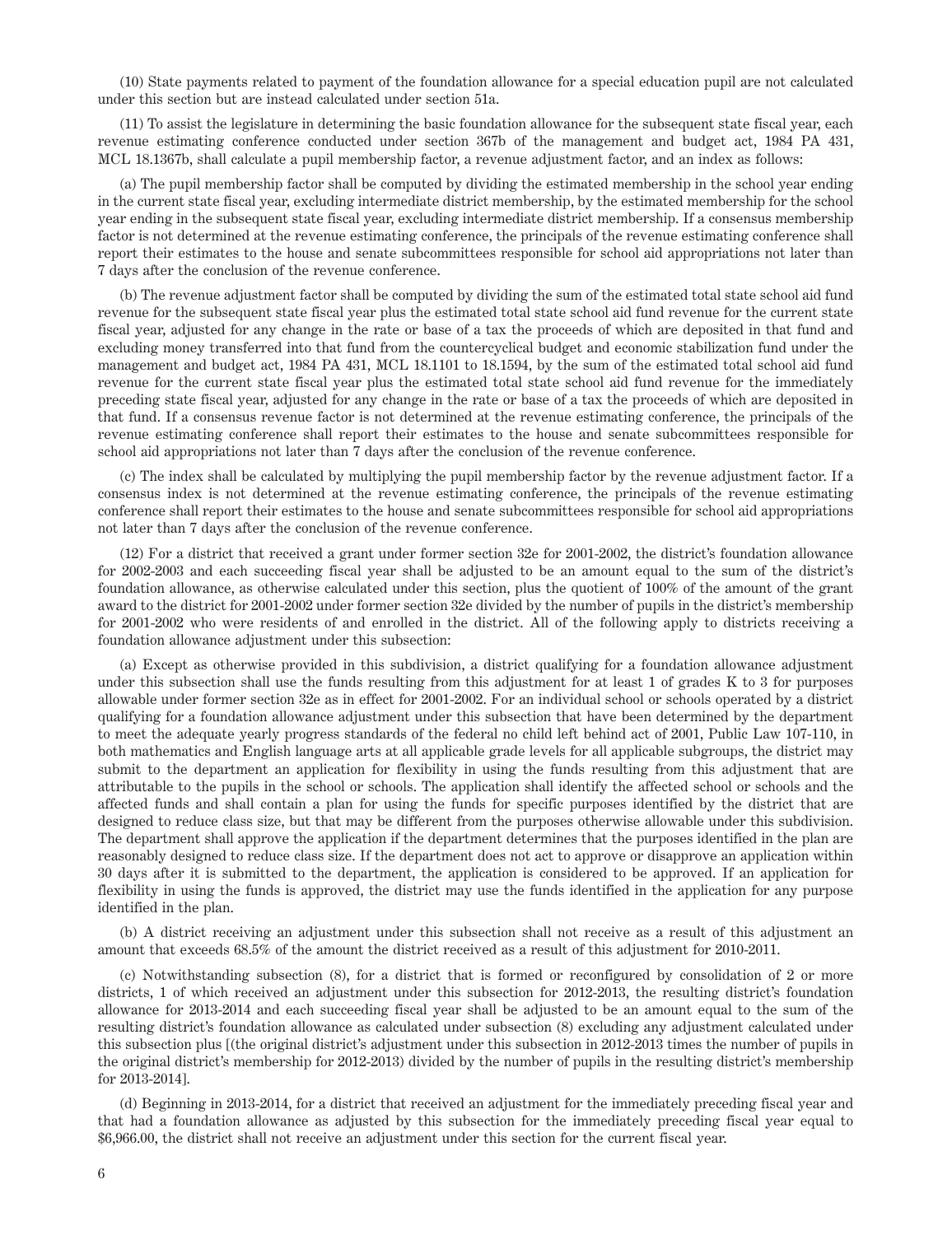(10) State payments related to payment of the foundation allowance for a special education pupil are not calculated under this section but are instead calculated under section 51a.

(11) To assist the legislature in determining the basic foundation allowance for the subsequent state fiscal year, each revenue estimating conference conducted under section 367b of the management and budget act, 1984 PA 431, MCL 18.1367b, shall calculate a pupil membership factor, a revenue adjustment factor, and an index as follows:

(a) The pupil membership factor shall be computed by dividing the estimated membership in the school year ending in the current state fiscal year, excluding intermediate district membership, by the estimated membership for the school year ending in the subsequent state fiscal year, excluding intermediate district membership. If a consensus membership factor is not determined at the revenue estimating conference, the principals of the revenue estimating conference shall report their estimates to the house and senate subcommittees responsible for school aid appropriations not later than 7 days after the conclusion of the revenue conference.

(b) The revenue adjustment factor shall be computed by dividing the sum of the estimated total state school aid fund revenue for the subsequent state fiscal year plus the estimated total state school aid fund revenue for the current state fiscal year, adjusted for any change in the rate or base of a tax the proceeds of which are deposited in that fund and excluding money transferred into that fund from the countercyclical budget and economic stabilization fund under the management and budget act, 1984 PA 431, MCL 18.1101 to 18.1594, by the sum of the estimated total school aid fund revenue for the current state fiscal year plus the estimated total state school aid fund revenue for the immediately preceding state fiscal year, adjusted for any change in the rate or base of a tax the proceeds of which are deposited in that fund. If a consensus revenue factor is not determined at the revenue estimating conference, the principals of the revenue estimating conference shall report their estimates to the house and senate subcommittees responsible for school aid appropriations not later than 7 days after the conclusion of the revenue conference.

(c) The index shall be calculated by multiplying the pupil membership factor by the revenue adjustment factor. If a consensus index is not determined at the revenue estimating conference, the principals of the revenue estimating conference shall report their estimates to the house and senate subcommittees responsible for school aid appropriations not later than 7 days after the conclusion of the revenue conference.

(12) For a district that received a grant under former section 32e for 2001-2002, the district's foundation allowance for 2002-2003 and each succeeding fiscal year shall be adjusted to be an amount equal to the sum of the district's foundation allowance, as otherwise calculated under this section, plus the quotient of 100% of the amount of the grant award to the district for 2001-2002 under former section 32e divided by the number of pupils in the district's membership for 2001-2002 who were residents of and enrolled in the district. All of the following apply to districts receiving a foundation allowance adjustment under this subsection:

(a) Except as otherwise provided in this subdivision, a district qualifying for a foundation allowance adjustment under this subsection shall use the funds resulting from this adjustment for at least 1 of grades K to 3 for purposes allowable under former section 32e as in effect for 2001-2002. For an individual school or schools operated by a district qualifying for a foundation allowance adjustment under this subsection that have been determined by the department to meet the adequate yearly progress standards of the federal no child left behind act of 2001, Public Law 107-110, in both mathematics and English language arts at all applicable grade levels for all applicable subgroups, the district may submit to the department an application for flexibility in using the funds resulting from this adjustment that are attributable to the pupils in the school or schools. The application shall identify the affected school or schools and the affected funds and shall contain a plan for using the funds for specific purposes identified by the district that are designed to reduce class size, but that may be different from the purposes otherwise allowable under this subdivision. The department shall approve the application if the department determines that the purposes identified in the plan are reasonably designed to reduce class size. If the department does not act to approve or disapprove an application within 30 days after it is submitted to the department, the application is considered to be approved. If an application for flexibility in using the funds is approved, the district may use the funds identified in the application for any purpose identified in the plan.

(b) A district receiving an adjustment under this subsection shall not receive as a result of this adjustment an amount that exceeds 68.5% of the amount the district received as a result of this adjustment for 2010-2011.

(c) Notwithstanding subsection (8), for a district that is formed or reconfigured by consolidation of 2 or more districts, 1 of which received an adjustment under this subsection for 2012-2013, the resulting district's foundation allowance for 2013-2014 and each succeeding fiscal year shall be adjusted to be an amount equal to the sum of the resulting district's foundation allowance as calculated under subsection (8) excluding any adjustment calculated under this subsection plus [(the original district's adjustment under this subsection in 2012-2013 times the number of pupils in the original district's membership for 2012-2013) divided by the number of pupils in the resulting district's membership for 2013-2014].

(d) Beginning in 2013-2014, for a district that received an adjustment for the immediately preceding fiscal year and that had a foundation allowance as adjusted by this subsection for the immediately preceding fiscal year equal to $6,966.00, the district shall not receive an adjustment under this section for the current fiscal year.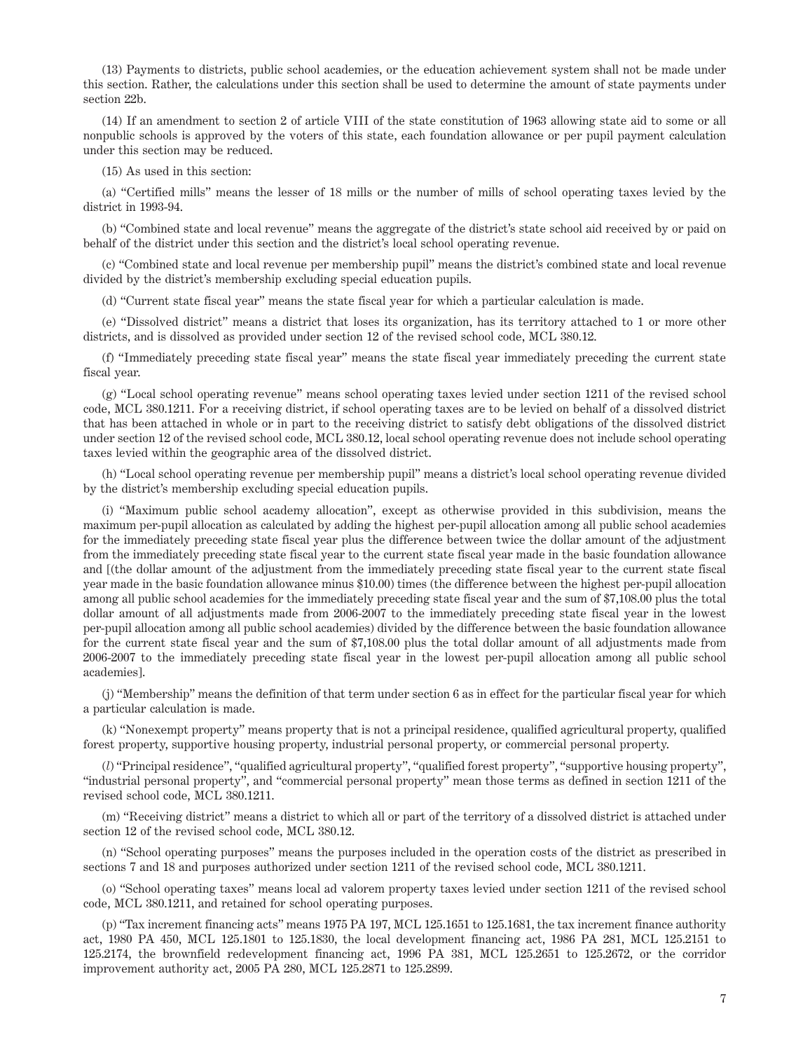(13) Payments to districts, public school academies, or the education achievement system shall not be made under this section. Rather, the calculations under this section shall be used to determine the amount of state payments under section 22b.

(14) If an amendment to section 2 of article VIII of the state constitution of 1963 allowing state aid to some or all nonpublic schools is approved by the voters of this state, each foundation allowance or per pupil payment calculation under this section may be reduced.

(15) As used in this section:

(a) "Certified mills" means the lesser of 18 mills or the number of mills of school operating taxes levied by the district in 1993-94.

(b) "Combined state and local revenue" means the aggregate of the district's state school aid received by or paid on behalf of the district under this section and the district's local school operating revenue.

(c) "Combined state and local revenue per membership pupil" means the district's combined state and local revenue divided by the district's membership excluding special education pupils.

(d) "Current state fiscal year" means the state fiscal year for which a particular calculation is made.

(e) "Dissolved district" means a district that loses its organization, has its territory attached to 1 or more other districts, and is dissolved as provided under section 12 of the revised school code, MCL 380.12.

(f) "Immediately preceding state fiscal year" means the state fiscal year immediately preceding the current state fiscal year.

(g) "Local school operating revenue" means school operating taxes levied under section 1211 of the revised school code, MCL 380.1211. For a receiving district, if school operating taxes are to be levied on behalf of a dissolved district that has been attached in whole or in part to the receiving district to satisfy debt obligations of the dissolved district under section 12 of the revised school code, MCL 380.12, local school operating revenue does not include school operating taxes levied within the geographic area of the dissolved district.

(h) "Local school operating revenue per membership pupil" means a district's local school operating revenue divided by the district's membership excluding special education pupils.

(i) "Maximum public school academy allocation", except as otherwise provided in this subdivision, means the maximum per-pupil allocation as calculated by adding the highest per-pupil allocation among all public school academies for the immediately preceding state fiscal year plus the difference between twice the dollar amount of the adjustment from the immediately preceding state fiscal year to the current state fiscal year made in the basic foundation allowance and [(the dollar amount of the adjustment from the immediately preceding state fiscal year to the current state fiscal year made in the basic foundation allowance minus $10.00) times (the difference between the highest per-pupil allocation among all public school academies for the immediately preceding state fiscal year and the sum of $7,108.00 plus the total dollar amount of all adjustments made from 2006-2007 to the immediately preceding state fiscal year in the lowest per-pupil allocation among all public school academies) divided by the difference between the basic foundation allowance for the current state fiscal year and the sum of $7,108.00 plus the total dollar amount of all adjustments made from 2006-2007 to the immediately preceding state fiscal year in the lowest per-pupil allocation among all public school academies].

(j) "Membership" means the definition of that term under section 6 as in effect for the particular fiscal year for which a particular calculation is made.

(k) "Nonexempt property" means property that is not a principal residence, qualified agricultural property, qualified forest property, supportive housing property, industrial personal property, or commercial personal property.

(*l*) "Principal residence", "qualified agricultural property", "qualified forest property", "supportive housing property", "industrial personal property", and "commercial personal property" mean those terms as defined in section 1211 of the revised school code, MCL 380.1211.

(m) "Receiving district" means a district to which all or part of the territory of a dissolved district is attached under section 12 of the revised school code, MCL 380.12.

(n) "School operating purposes" means the purposes included in the operation costs of the district as prescribed in sections 7 and 18 and purposes authorized under section 1211 of the revised school code, MCL 380.1211.

(o) "School operating taxes" means local ad valorem property taxes levied under section 1211 of the revised school code, MCL 380.1211, and retained for school operating purposes.

(p) "Tax increment financing acts" means 1975 PA 197, MCL 125.1651 to 125.1681, the tax increment finance authority act, 1980 PA 450, MCL 125.1801 to 125.1830, the local development financing act, 1986 PA 281, MCL 125.2151 to 125.2174, the brownfield redevelopment financing act, 1996 PA 381, MCL 125.2651 to 125.2672, or the corridor improvement authority act, 2005 PA 280, MCL 125.2871 to 125.2899.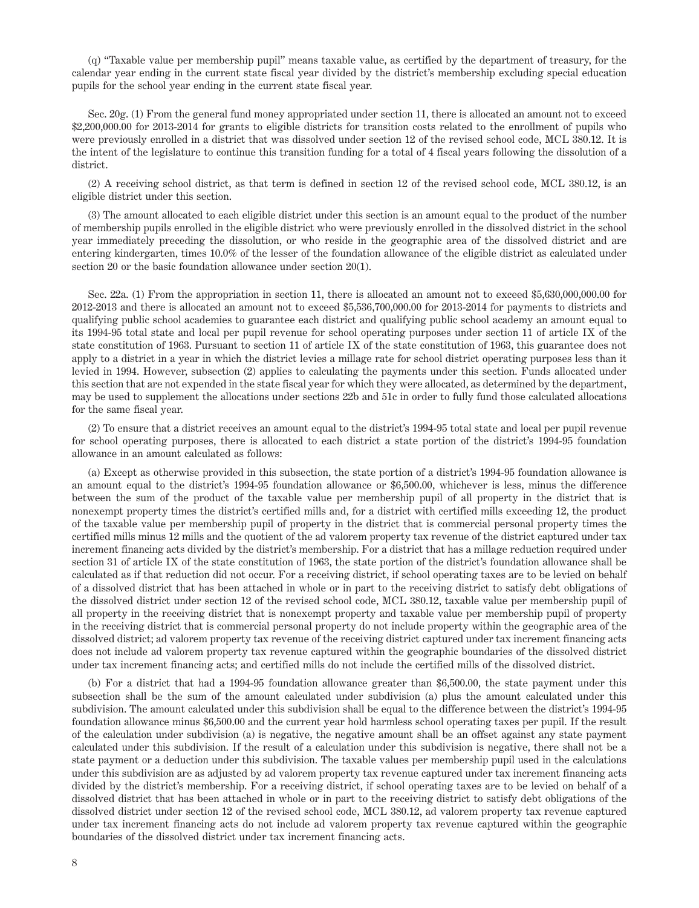(q) "Taxable value per membership pupil" means taxable value, as certified by the department of treasury, for the calendar year ending in the current state fiscal year divided by the district's membership excluding special education pupils for the school year ending in the current state fiscal year.

Sec. 20g. (1) From the general fund money appropriated under section 11, there is allocated an amount not to exceed $2,200,000.00 for 2013-2014 for grants to eligible districts for transition costs related to the enrollment of pupils who were previously enrolled in a district that was dissolved under section 12 of the revised school code, MCL 380.12. It is the intent of the legislature to continue this transition funding for a total of 4 fiscal years following the dissolution of a district.

(2) A receiving school district, as that term is defined in section 12 of the revised school code, MCL 380.12, is an eligible district under this section.

(3) The amount allocated to each eligible district under this section is an amount equal to the product of the number of membership pupils enrolled in the eligible district who were previously enrolled in the dissolved district in the school year immediately preceding the dissolution, or who reside in the geographic area of the dissolved district and are entering kindergarten, times 10.0% of the lesser of the foundation allowance of the eligible district as calculated under section 20 or the basic foundation allowance under section 20(1).

Sec. 22a. (1) From the appropriation in section 11, there is allocated an amount not to exceed $5,630,000,000.00 for 2012-2013 and there is allocated an amount not to exceed $5,536,700,000.00 for 2013-2014 for payments to districts and qualifying public school academies to guarantee each district and qualifying public school academy an amount equal to its 1994-95 total state and local per pupil revenue for school operating purposes under section 11 of article IX of the state constitution of 1963. Pursuant to section 11 of article IX of the state constitution of 1963, this guarantee does not apply to a district in a year in which the district levies a millage rate for school district operating purposes less than it levied in 1994. However, subsection (2) applies to calculating the payments under this section. Funds allocated under this section that are not expended in the state fiscal year for which they were allocated, as determined by the department, may be used to supplement the allocations under sections 22b and 51c in order to fully fund those calculated allocations for the same fiscal year.

(2) To ensure that a district receives an amount equal to the district's 1994-95 total state and local per pupil revenue for school operating purposes, there is allocated to each district a state portion of the district's 1994-95 foundation allowance in an amount calculated as follows:

(a) Except as otherwise provided in this subsection, the state portion of a district's 1994-95 foundation allowance is an amount equal to the district's 1994-95 foundation allowance or $6,500.00, whichever is less, minus the difference between the sum of the product of the taxable value per membership pupil of all property in the district that is nonexempt property times the district's certified mills and, for a district with certified mills exceeding 12, the product of the taxable value per membership pupil of property in the district that is commercial personal property times the certified mills minus 12 mills and the quotient of the ad valorem property tax revenue of the district captured under tax increment financing acts divided by the district's membership. For a district that has a millage reduction required under section 31 of article IX of the state constitution of 1963, the state portion of the district's foundation allowance shall be calculated as if that reduction did not occur. For a receiving district, if school operating taxes are to be levied on behalf of a dissolved district that has been attached in whole or in part to the receiving district to satisfy debt obligations of the dissolved district under section 12 of the revised school code, MCL 380.12, taxable value per membership pupil of all property in the receiving district that is nonexempt property and taxable value per membership pupil of property in the receiving district that is commercial personal property do not include property within the geographic area of the dissolved district; ad valorem property tax revenue of the receiving district captured under tax increment financing acts does not include ad valorem property tax revenue captured within the geographic boundaries of the dissolved district under tax increment financing acts; and certified mills do not include the certified mills of the dissolved district.

(b) For a district that had a 1994-95 foundation allowance greater than $6,500.00, the state payment under this subsection shall be the sum of the amount calculated under subdivision (a) plus the amount calculated under this subdivision. The amount calculated under this subdivision shall be equal to the difference between the district's 1994-95 foundation allowance minus $6,500.00 and the current year hold harmless school operating taxes per pupil. If the result of the calculation under subdivision (a) is negative, the negative amount shall be an offset against any state payment calculated under this subdivision. If the result of a calculation under this subdivision is negative, there shall not be a state payment or a deduction under this subdivision. The taxable values per membership pupil used in the calculations under this subdivision are as adjusted by ad valorem property tax revenue captured under tax increment financing acts divided by the district's membership. For a receiving district, if school operating taxes are to be levied on behalf of a dissolved district that has been attached in whole or in part to the receiving district to satisfy debt obligations of the dissolved district under section 12 of the revised school code, MCL 380.12, ad valorem property tax revenue captured under tax increment financing acts do not include ad valorem property tax revenue captured within the geographic boundaries of the dissolved district under tax increment financing acts.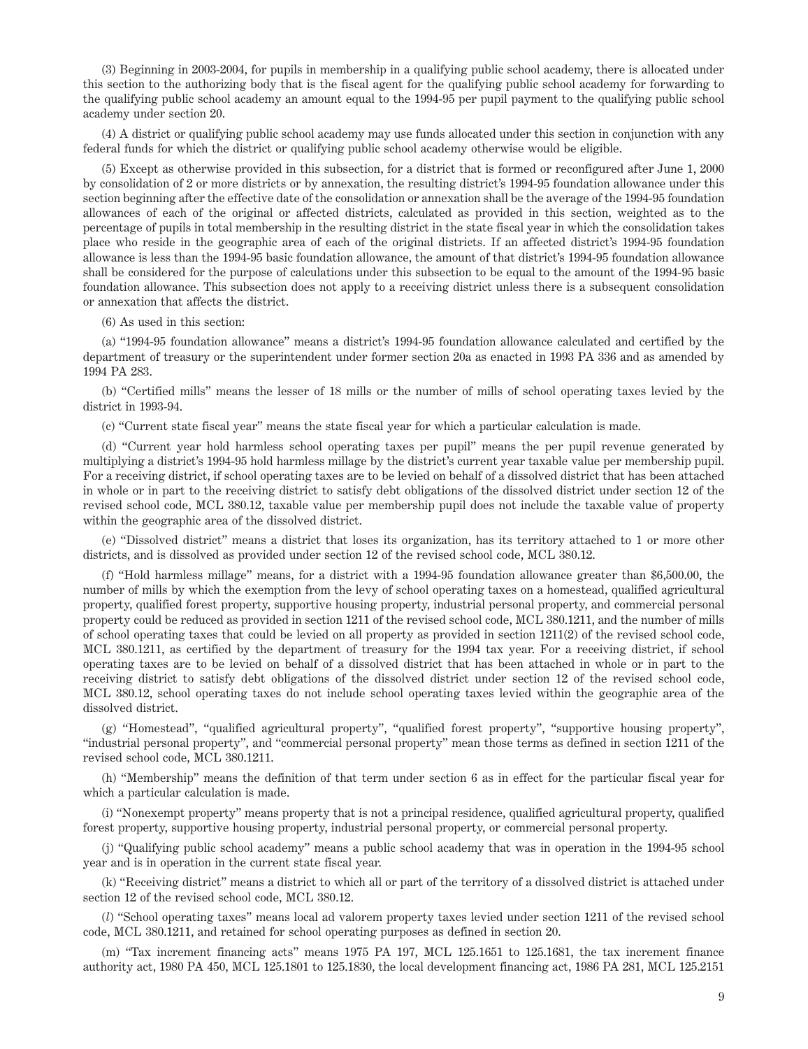(3) Beginning in 2003-2004, for pupils in membership in a qualifying public school academy, there is allocated under this section to the authorizing body that is the fiscal agent for the qualifying public school academy for forwarding to the qualifying public school academy an amount equal to the 1994-95 per pupil payment to the qualifying public school academy under section 20.

(4) A district or qualifying public school academy may use funds allocated under this section in conjunction with any federal funds for which the district or qualifying public school academy otherwise would be eligible.

(5) Except as otherwise provided in this subsection, for a district that is formed or reconfigured after June 1, 2000 by consolidation of 2 or more districts or by annexation, the resulting district's 1994-95 foundation allowance under this section beginning after the effective date of the consolidation or annexation shall be the average of the 1994-95 foundation allowances of each of the original or affected districts, calculated as provided in this section, weighted as to the percentage of pupils in total membership in the resulting district in the state fiscal year in which the consolidation takes place who reside in the geographic area of each of the original districts. If an affected district's 1994-95 foundation allowance is less than the 1994-95 basic foundation allowance, the amount of that district's 1994-95 foundation allowance shall be considered for the purpose of calculations under this subsection to be equal to the amount of the 1994-95 basic foundation allowance. This subsection does not apply to a receiving district unless there is a subsequent consolidation or annexation that affects the district.

(6) As used in this section:

(a) "1994-95 foundation allowance" means a district's 1994-95 foundation allowance calculated and certified by the department of treasury or the superintendent under former section 20a as enacted in 1993 PA 336 and as amended by 1994 PA 283.

(b) "Certified mills" means the lesser of 18 mills or the number of mills of school operating taxes levied by the district in 1993-94.

(c) "Current state fiscal year" means the state fiscal year for which a particular calculation is made.

(d) "Current year hold harmless school operating taxes per pupil" means the per pupil revenue generated by multiplying a district's 1994-95 hold harmless millage by the district's current year taxable value per membership pupil. For a receiving district, if school operating taxes are to be levied on behalf of a dissolved district that has been attached in whole or in part to the receiving district to satisfy debt obligations of the dissolved district under section 12 of the revised school code, MCL 380.12, taxable value per membership pupil does not include the taxable value of property within the geographic area of the dissolved district.

(e) "Dissolved district" means a district that loses its organization, has its territory attached to 1 or more other districts, and is dissolved as provided under section 12 of the revised school code, MCL 380.12.

(f) "Hold harmless millage" means, for a district with a 1994-95 foundation allowance greater than $6,500.00, the number of mills by which the exemption from the levy of school operating taxes on a homestead, qualified agricultural property, qualified forest property, supportive housing property, industrial personal property, and commercial personal property could be reduced as provided in section 1211 of the revised school code, MCL 380.1211, and the number of mills of school operating taxes that could be levied on all property as provided in section 1211(2) of the revised school code, MCL 380.1211, as certified by the department of treasury for the 1994 tax year. For a receiving district, if school operating taxes are to be levied on behalf of a dissolved district that has been attached in whole or in part to the receiving district to satisfy debt obligations of the dissolved district under section 12 of the revised school code, MCL 380.12, school operating taxes do not include school operating taxes levied within the geographic area of the dissolved district.

(g) "Homestead", "qualified agricultural property", "qualified forest property", "supportive housing property", "industrial personal property", and "commercial personal property" mean those terms as defined in section 1211 of the revised school code, MCL 380.1211.

(h) "Membership" means the definition of that term under section 6 as in effect for the particular fiscal year for which a particular calculation is made.

(i) "Nonexempt property" means property that is not a principal residence, qualified agricultural property, qualified forest property, supportive housing property, industrial personal property, or commercial personal property.

(j) "Qualifying public school academy" means a public school academy that was in operation in the 1994-95 school year and is in operation in the current state fiscal year.

(k) "Receiving district" means a district to which all or part of the territory of a dissolved district is attached under section 12 of the revised school code, MCL 380.12.

(*l*) "School operating taxes" means local ad valorem property taxes levied under section 1211 of the revised school code, MCL 380.1211, and retained for school operating purposes as defined in section 20.

(m) "Tax increment financing acts" means 1975 PA 197, MCL 125.1651 to 125.1681, the tax increment finance authority act, 1980 PA 450, MCL 125.1801 to 125.1830, the local development financing act, 1986 PA 281, MCL 125.2151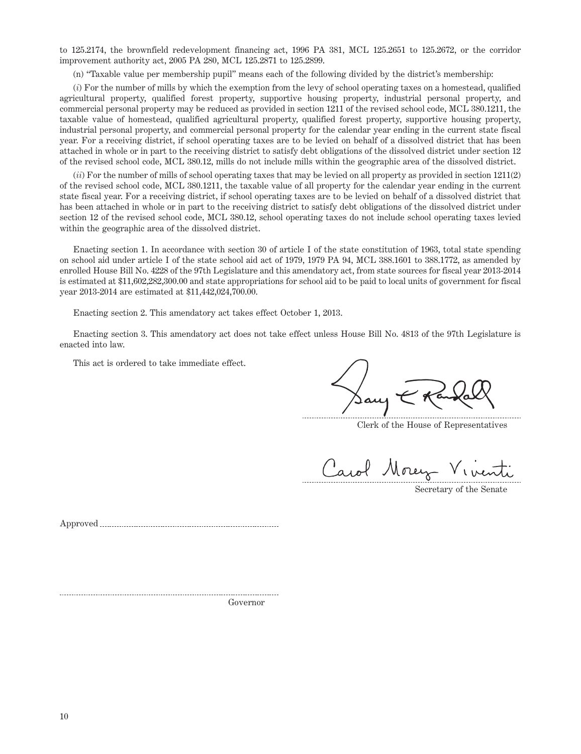to 125.2174, the brownfield redevelopment financing act, 1996 PA 381, MCL 125.2651 to 125.2672, or the corridor improvement authority act, 2005 PA 280, MCL 125.2871 to 125.2899.

(n) "Taxable value per membership pupil" means each of the following divided by the district's membership:

(*i*) For the number of mills by which the exemption from the levy of school operating taxes on a homestead, qualified agricultural property, qualified forest property, supportive housing property, industrial personal property, and commercial personal property may be reduced as provided in section 1211 of the revised school code, MCL 380.1211, the taxable value of homestead, qualified agricultural property, qualified forest property, supportive housing property, industrial personal property, and commercial personal property for the calendar year ending in the current state fiscal year. For a receiving district, if school operating taxes are to be levied on behalf of a dissolved district that has been attached in whole or in part to the receiving district to satisfy debt obligations of the dissolved district under section 12 of the revised school code, MCL 380.12, mills do not include mills within the geographic area of the dissolved district.

(*ii*) For the number of mills of school operating taxes that may be levied on all property as provided in section 1211(2) of the revised school code, MCL 380.1211, the taxable value of all property for the calendar year ending in the current state fiscal year. For a receiving district, if school operating taxes are to be levied on behalf of a dissolved district that has been attached in whole or in part to the receiving district to satisfy debt obligations of the dissolved district under section 12 of the revised school code, MCL 380.12, school operating taxes do not include school operating taxes levied within the geographic area of the dissolved district.

Enacting section 1. In accordance with section 30 of article I of the state constitution of 1963, total state spending on school aid under article I of the state school aid act of 1979, 1979 PA 94, MCL 388.1601 to 388.1772, as amended by enrolled House Bill No. 4228 of the 97th Legislature and this amendatory act, from state sources for fiscal year 2013-2014 is estimated at $11,602,282,300.00 and state appropriations for school aid to be paid to local units of government for fiscal year 2013-2014 are estimated at $11,442,024,700.00.

Enacting section 2. This amendatory act takes effect October 1, 2013.

Enacting section 3. This amendatory act does not take effect unless House Bill No. 4813 of the 97th Legislature is enacted into law.

This act is ordered to take immediate effect.

Gary E Randall

Clerk of the House of Representatives

Carol Morey Viventi

Secretary of the Senate

Approved ..............................................

..............................................

Governor